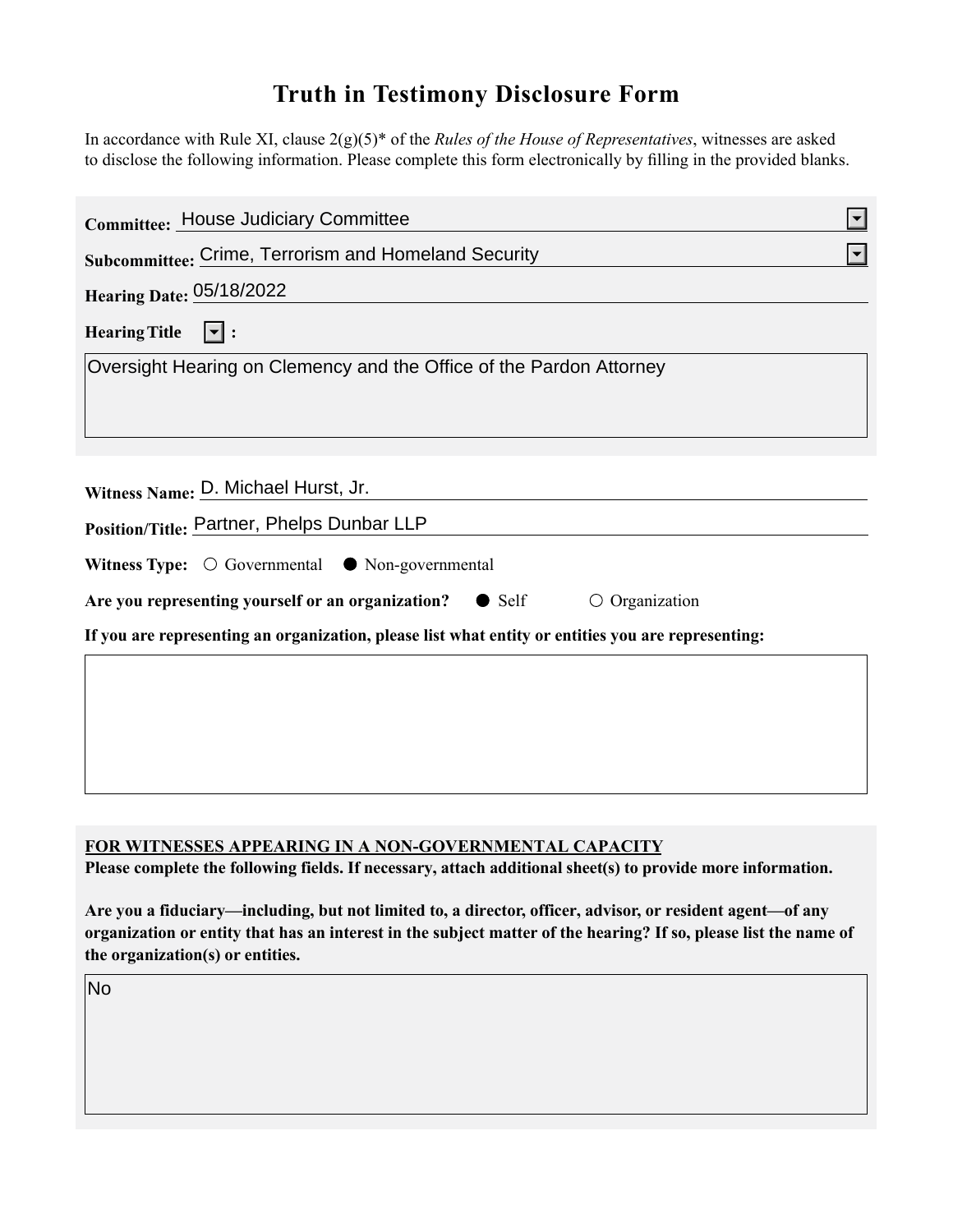# Truth in Testimony Disclosure Form

In accordance with Rule XI, clause 2(g)(5)* of the *Rules of the House of Representatives*, witnesses are asked to disclose the following information. Please complete this form electronically by filling in the provided blanks.

**Committee:** House Judiciary Committee

**Subcommittee:** Crime, Terrorism and Homeland Security

**Hearing Date:** 05/18/2022

**Hearing Title:**

Oversight Hearing on Clemency and the Office of the Pardon Attorney

**Witness Name:** D. Michael Hurst, Jr.

**Position/Title:** Partner, Phelps Dunbar LLP

**Witness Type:** ○ Governmental ● Non-governmental

**Are you representing yourself or an organization?** ● Self ○ Organization

**If you are representing an organization, please list what entity or entities you are representing:**

**FOR WITNESSES APPEARING IN A NON-GOVERNMENTAL CAPACITY**

**Please complete the following fields. If necessary, attach additional sheet(s) to provide more information.**

**Are you a fiduciary—including, but not limited to, a director, officer, advisor, or resident agent—of any organization or entity that has an interest in the subject matter of the hearing? If so, please list the name of the organization(s) or entities.**

No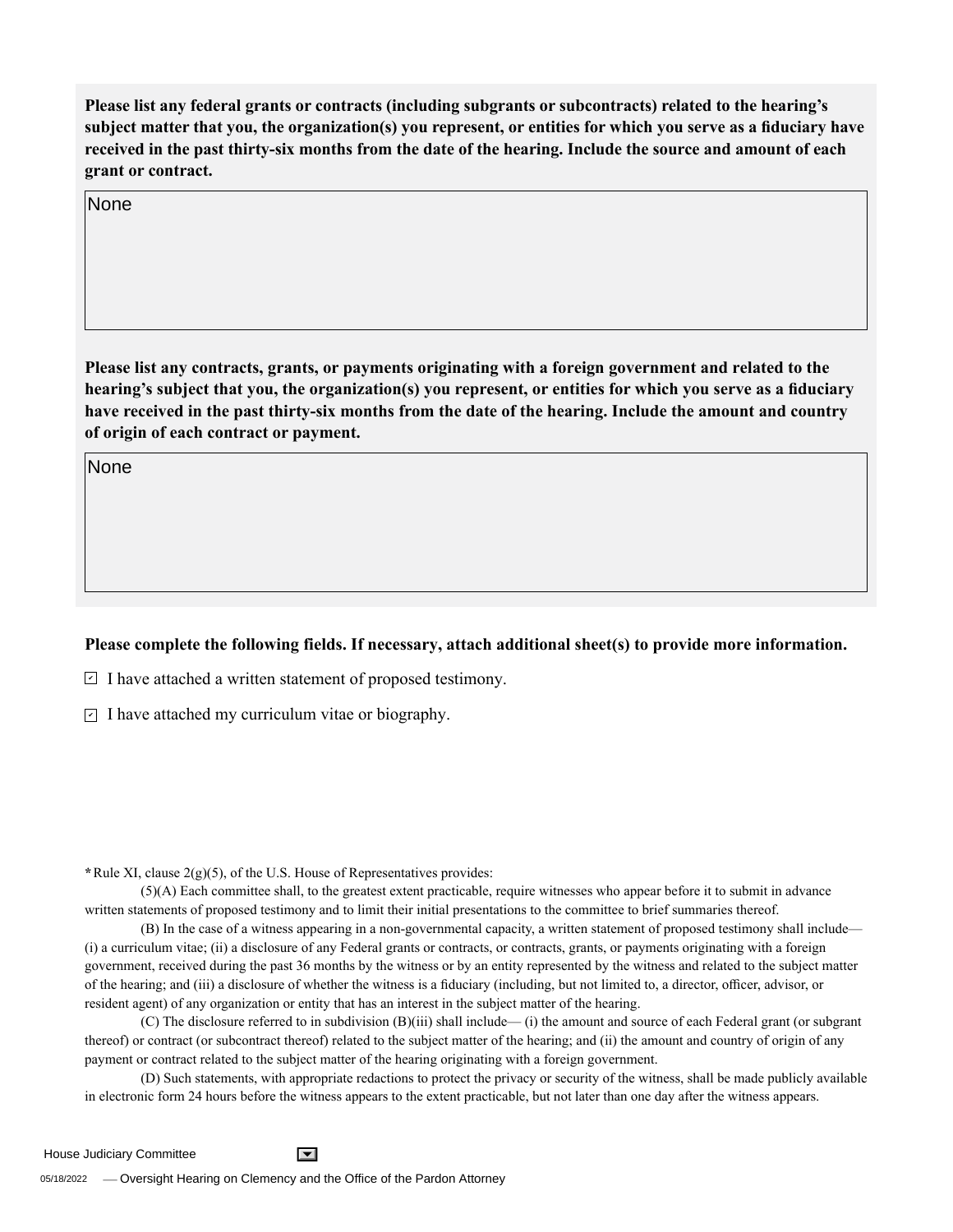**Please list any federal grants or contracts (including subgrants or subcontracts) related to the hearing's subject matter that you, the organization(s) you represent, or entities for which you serve as a fiduciary have received in the past thirty-six months from the date of the hearing. Include the source and amount of each grant or contract.**

None

**Please list any contracts, grants, or payments originating with a foreign government and related to the hearing's subject that you, the organization(s) you represent, or entities for which you serve as a fiduciary have received in the past thirty-six months from the date of the hearing. Include the amount and country of origin of each contract or payment.**

None

**Please complete the following fields. If necessary, attach additional sheet(s) to provide more information.**

☑ I have attached a written statement of proposed testimony.

☑ I have attached my curriculum vitae or biography.

*Rule XI, clause 2(g)(5), of the U.S. House of Representatives provides:

(5)(A) Each committee shall, to the greatest extent practicable, require witnesses who appear before it to submit in advance written statements of proposed testimony and to limit their initial presentations to the committee to brief summaries thereof.

(B) In the case of a witness appearing in a non-governmental capacity, a written statement of proposed testimony shall include— (i) a curriculum vitae; (ii) a disclosure of any Federal grants or contracts, or contracts, grants, or payments originating with a foreign government, received during the past 36 months by the witness or by an entity represented by the witness and related to the subject matter of the hearing; and (iii) a disclosure of whether the witness is a fiduciary (including, but not limited to, a director, officer, advisor, or resident agent) of any organization or entity that has an interest in the subject matter of the hearing.

(C) The disclosure referred to in subdivision (B)(iii) shall include— (i) the amount and source of each Federal grant (or subgrant thereof) or contract (or subcontract thereof) related to the subject matter of the hearing; and (ii) the amount and country of origin of any payment or contract related to the subject matter of the hearing originating with a foreign government.

(D) Such statements, with appropriate redactions to protect the privacy or security of the witness, shall be made publicly available in electronic form 24 hours before the witness appears to the extent practicable, but not later than one day after the witness appears.

House Judiciary Committee

05/18/2022 — Oversight Hearing on Clemency and the Office of the Pardon Attorney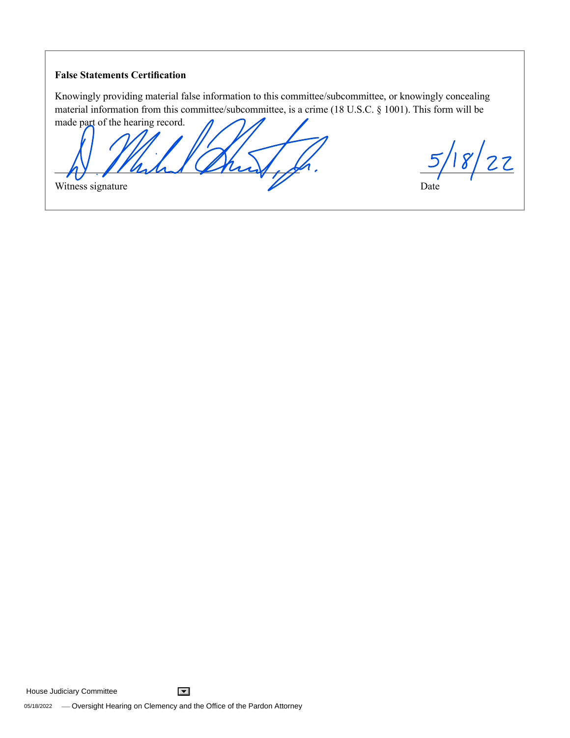**False Statements Certification**

Knowingly providing material false information to this committee/subcommittee, or knowingly concealing material information from this committee/subcommittee, is a crime (18 U.S.C. § 1001). This form will be made part of the hearing record.

Witness signature

5/18/22

Date

House Judiciary Committee

05/18/2022 — Oversight Hearing on Clemency and the Office of the Pardon Attorney